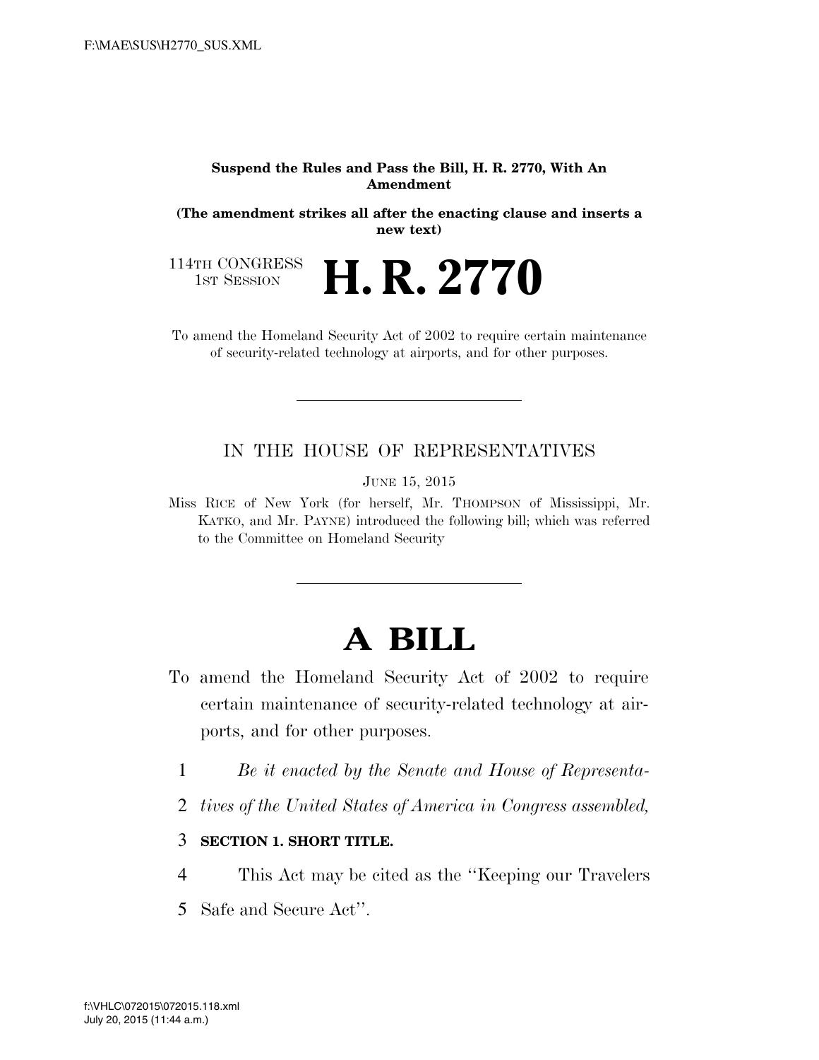**Suspend the Rules and Pass the Bill, H. R. 2770, With An Amendment**

**(The amendment strikes all after the enacting clause and inserts a new text)**

114TH CONGRESS
1ST SESSION

# H. R. 2770

To amend the Homeland Security Act of 2002 to require certain maintenance of security-related technology at airports, and for other purposes.

---

IN THE HOUSE OF REPRESENTATIVES

JUNE 15, 2015

Miss RICE of New York (for herself, Mr. THOMPSON of Mississippi, Mr. KATKO, and Mr. PAYNE) introduced the following bill; which was referred to the Committee on Homeland Security

---

# A BILL

To amend the Homeland Security Act of 2002 to require certain maintenance of security-related technology at airports, and for other purposes.

1 *Be it enacted by the Senate and House of Representa-*
2 *tives of the United States of America in Congress assembled,*

3 **SECTION 1. SHORT TITLE.**

4 This Act may be cited as the ''Keeping our Travelers
5 Safe and Secure Act''.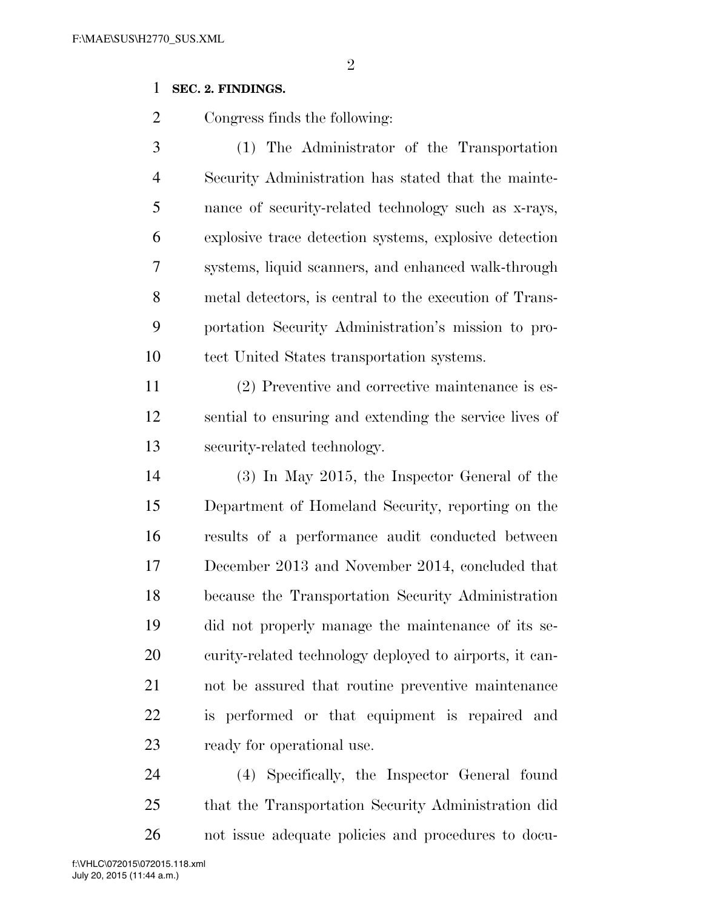**SEC. 2. FINDINGS.**

Congress finds the following:

(1) The Administrator of the Transportation Security Administration has stated that the maintenance of security-related technology such as x-rays, explosive trace detection systems, explosive detection systems, liquid scanners, and enhanced walk-through metal detectors, is central to the execution of Transportation Security Administration's mission to protect United States transportation systems.

(2) Preventive and corrective maintenance is essential to ensuring and extending the service lives of security-related technology.

(3) In May 2015, the Inspector General of the Department of Homeland Security, reporting on the results of a performance audit conducted between December 2013 and November 2014, concluded that because the Transportation Security Administration did not properly manage the maintenance of its security-related technology deployed to airports, it cannot be assured that routine preventive maintenance is performed or that equipment is repaired and ready for operational use.

(4) Specifically, the Inspector General found that the Transportation Security Administration did not issue adequate policies and procedures to docu-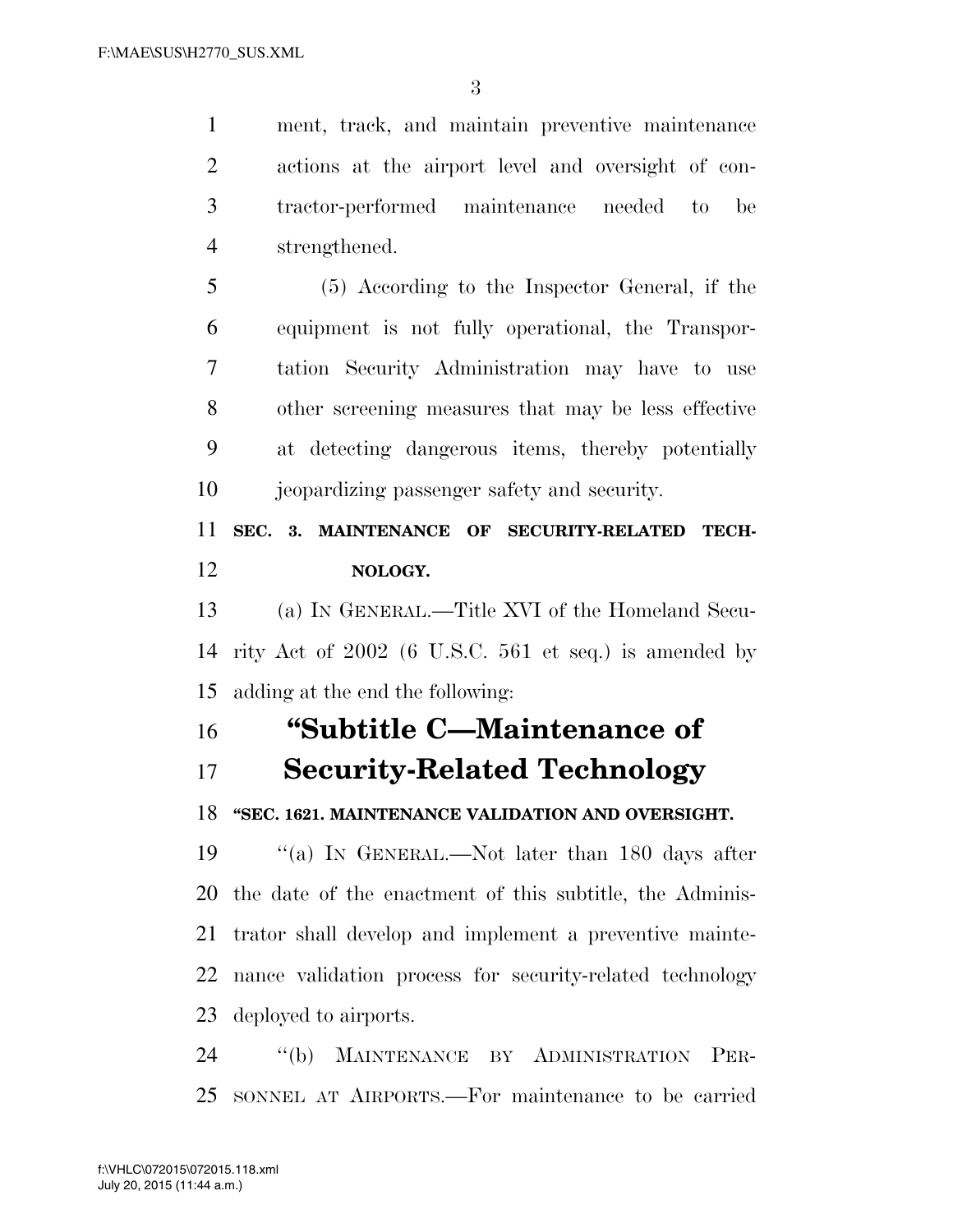ment, track, and maintain preventive maintenance actions at the airport level and oversight of contractor-performed maintenance needed to be strengthened.

(5) According to the Inspector General, if the equipment is not fully operational, the Transportation Security Administration may have to use other screening measures that may be less effective at detecting dangerous items, thereby potentially jeopardizing passenger safety and security.

**SEC. 3. MAINTENANCE OF SECURITY-RELATED TECHNOLOGY.**

(a) IN GENERAL.—Title XVI of the Homeland Security Act of 2002 (6 U.S.C. 561 et seq.) is amended by adding at the end the following:

# "Subtitle C—Maintenance of Security-Related Technology

**"SEC. 1621. MAINTENANCE VALIDATION AND OVERSIGHT.**

"(a) IN GENERAL.—Not later than 180 days after the date of the enactment of this subtitle, the Administrator shall develop and implement a preventive maintenance validation process for security-related technology deployed to airports.

"(b) MAINTENANCE BY ADMINISTRATION PERSONNEL AT AIRPORTS.—For maintenance to be carried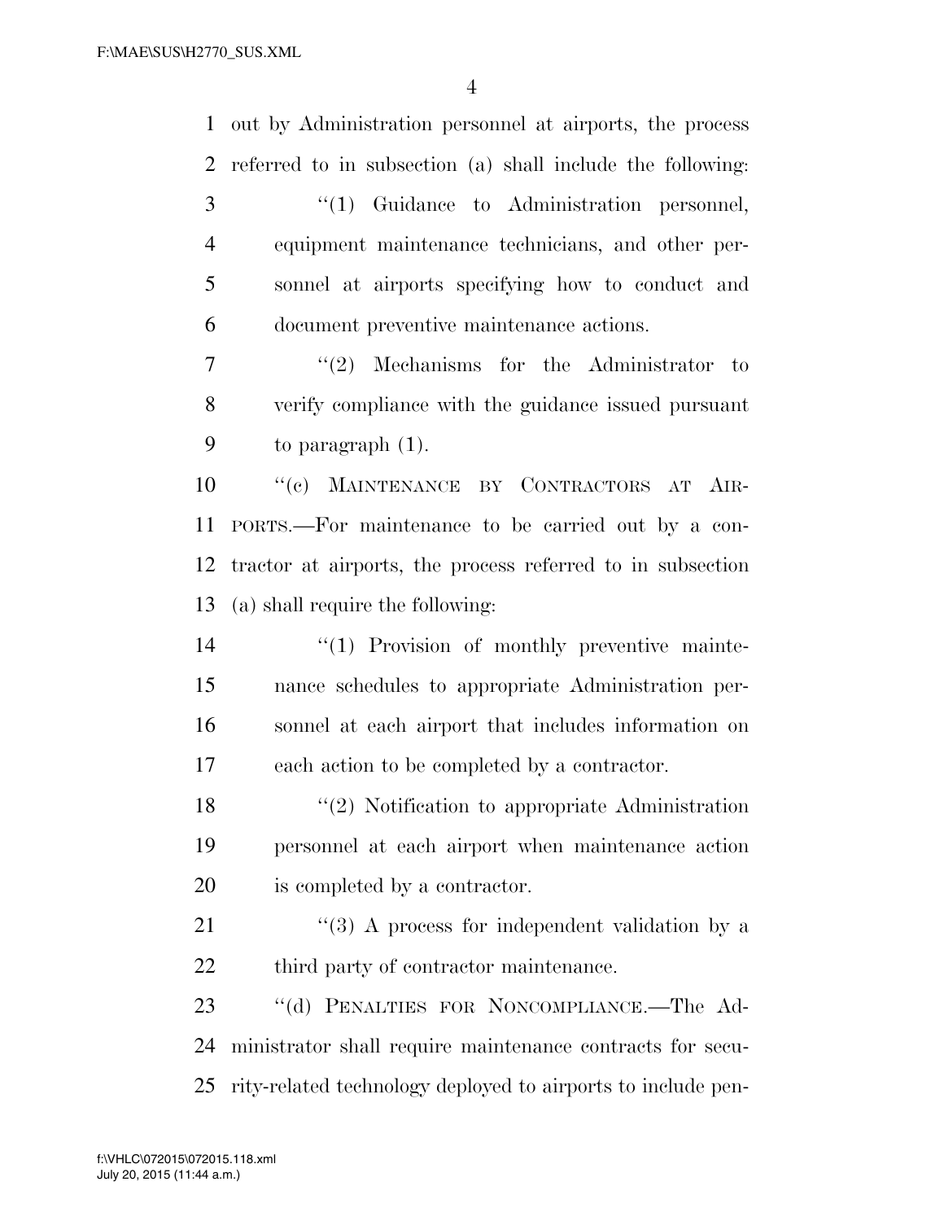out by Administration personnel at airports, the process referred to in subsection (a) shall include the following:

"(1) Guidance to Administration personnel, equipment maintenance technicians, and other personnel at airports specifying how to conduct and document preventive maintenance actions.

"(2) Mechanisms for the Administrator to verify compliance with the guidance issued pursuant to paragraph (1).

"(c) MAINTENANCE BY CONTRACTORS AT AIRPORTS.—For maintenance to be carried out by a contractor at airports, the process referred to in subsection (a) shall require the following:

"(1) Provision of monthly preventive maintenance schedules to appropriate Administration personnel at each airport that includes information on each action to be completed by a contractor.

"(2) Notification to appropriate Administration personnel at each airport when maintenance action is completed by a contractor.

"(3) A process for independent validation by a third party of contractor maintenance.

"(d) PENALTIES FOR NONCOMPLIANCE.—The Administrator shall require maintenance contracts for security-related technology deployed to airports to include pen-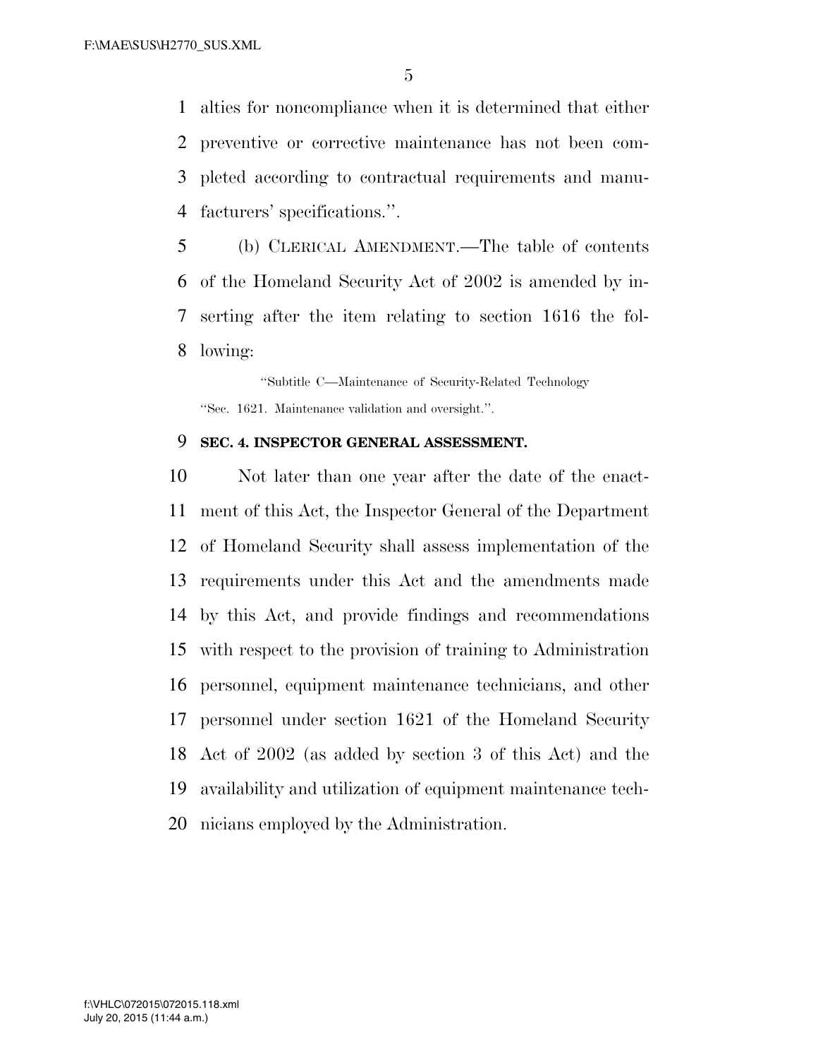alties for noncompliance when it is determined that either preventive or corrective maintenance has not been completed according to contractual requirements and manufacturers' specifications.''.

(b) CLERICAL AMENDMENT.—The table of contents of the Homeland Security Act of 2002 is amended by inserting after the item relating to section 1616 the following:

> ''Subtitle C—Maintenance of Security-Related Technology
>
> ''Sec. 1621. Maintenance validation and oversight.''.

### SEC. 4. INSPECTOR GENERAL ASSESSMENT.

Not later than one year after the date of the enactment of this Act, the Inspector General of the Department of Homeland Security shall assess implementation of the requirements under this Act and the amendments made by this Act, and provide findings and recommendations with respect to the provision of training to Administration personnel, equipment maintenance technicians, and other personnel under section 1621 of the Homeland Security Act of 2002 (as added by section 3 of this Act) and the availability and utilization of equipment maintenance technicians employed by the Administration.